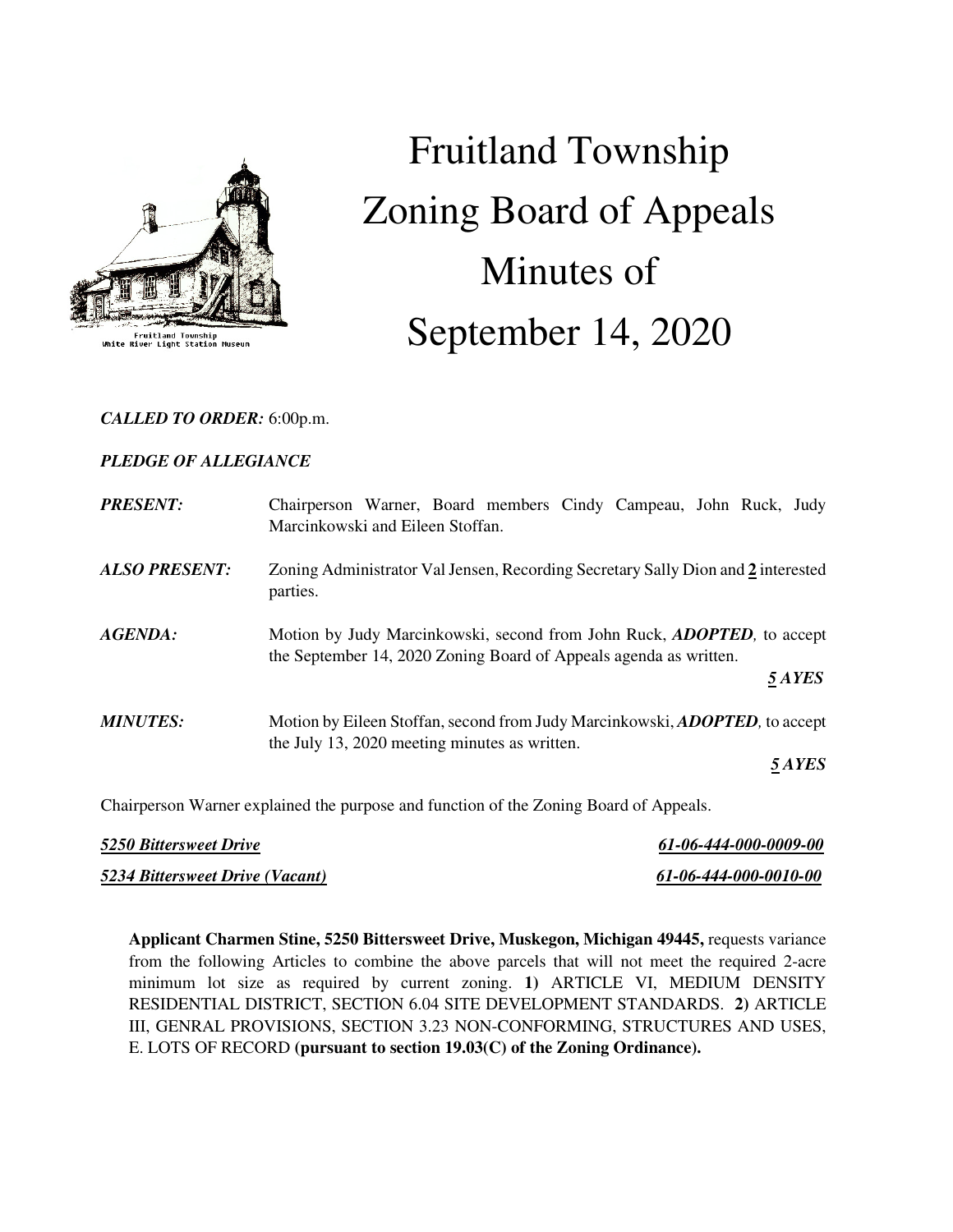# Fruitland Township
# Zoning Board of Appeals
# Minutes of
# September 14, 2020

***CALLED TO ORDER:*** 6:00p.m.

***PLEDGE OF ALLEGIANCE***

| | |
|---|---|
| ***PRESENT:*** | Chairperson Warner, Board members Cindy Campeau, John Ruck, Judy Marcinkowski and Eileen Stoffan. |
| ***ALSO PRESENT:*** | Zoning Administrator Val Jensen, Recording Secretary Sally Dion and **2** interested parties. |
| ***AGENDA:*** | Motion by Judy Marcinkowski, second from John Ruck, ***ADOPTED,*** to accept the September 14, 2020 Zoning Board of Appeals agenda as written. ***5 AYES*** |
| ***MINUTES:*** | Motion by Eileen Stoffan, second from Judy Marcinkowski, ***ADOPTED,*** to accept the July 13, 2020 meeting minutes as written. ***5 AYES*** |

Chairperson Warner explained the purpose and function of the Zoning Board of Appeals.

***5250 Bittersweet Drive*** — ***61-06-444-000-0009-00***

***5234 Bittersweet Drive (Vacant)*** — ***61-06-444-000-0010-00***

**Applicant Charmen Stine, 5250 Bittersweet Drive, Muskegon, Michigan 49445,** requests variance from the following Articles to combine the above parcels that will not meet the required 2-acre minimum lot size as required by current zoning. **1)** ARTICLE VI, MEDIUM DENSITY RESIDENTIAL DISTRICT, SECTION 6.04 SITE DEVELOPMENT STANDARDS. **2)** ARTICLE III, GENRAL PROVISIONS, SECTION 3.23 NON-CONFORMING, STRUCTURES AND USES, E. LOTS OF RECORD **(pursuant to section 19.03(C) of the Zoning Ordinance).**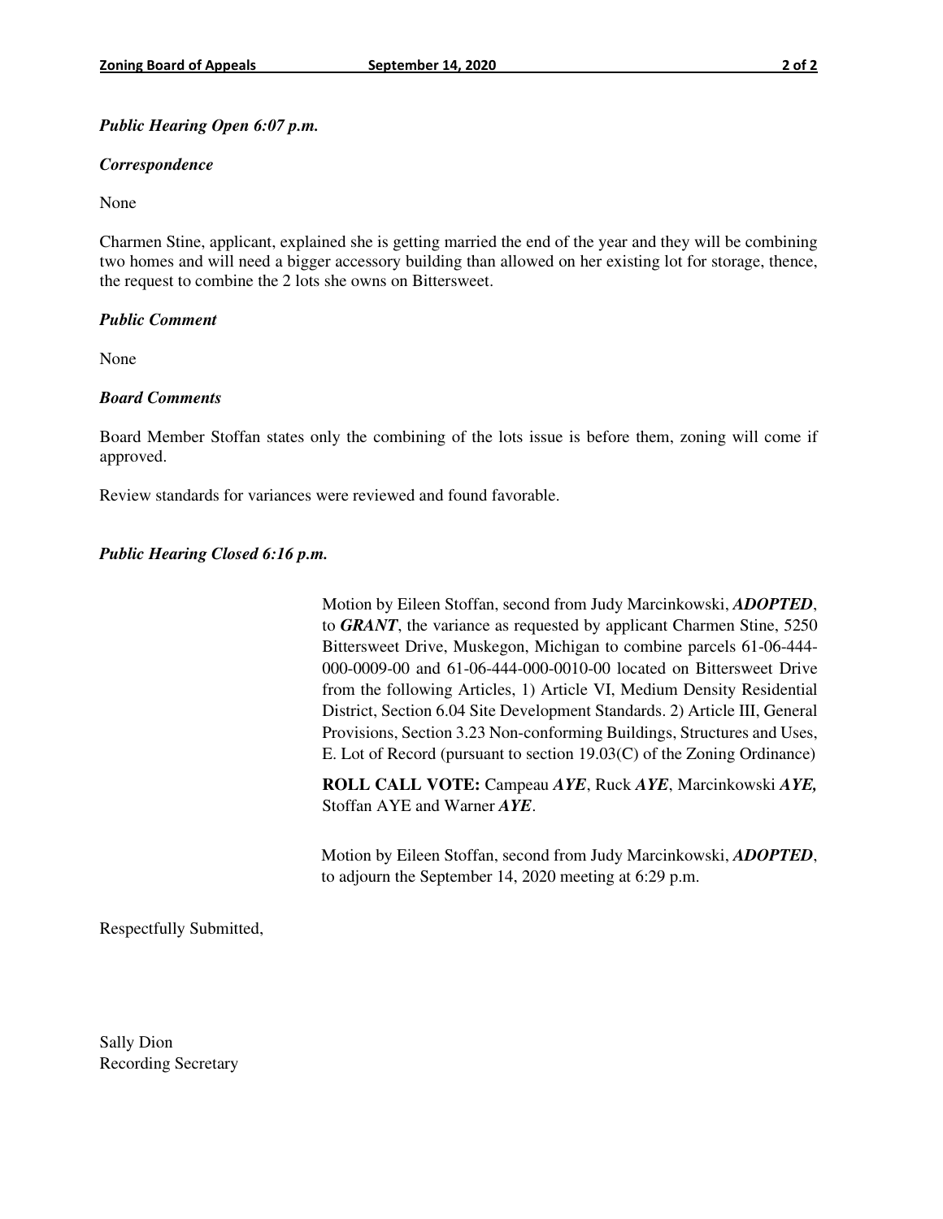***Public Hearing Open 6:07 p.m.***

***Correspondence***

None

Charmen Stine, applicant, explained she is getting married the end of the year and they will be combining two homes and will need a bigger accessory building than allowed on her existing lot for storage, thence, the request to combine the 2 lots she owns on Bittersweet.

***Public Comment***

None

***Board Comments***

Board Member Stoffan states only the combining of the lots issue is before them, zoning will come if approved.

Review standards for variances were reviewed and found favorable.

***Public Hearing Closed 6:16 p.m.***

Motion by Eileen Stoffan, second from Judy Marcinkowski, ***ADOPTED***, to ***GRANT***, the variance as requested by applicant Charmen Stine, 5250 Bittersweet Drive, Muskegon, Michigan to combine parcels 61-06-444-000-0009-00 and 61-06-444-000-0010-00 located on Bittersweet Drive from the following Articles, 1) Article VI, Medium Density Residential District, Section 6.04 Site Development Standards. 2) Article III, General Provisions, Section 3.23 Non-conforming Buildings, Structures and Uses, E. Lot of Record (pursuant to section 19.03(C) of the Zoning Ordinance)

**ROLL CALL VOTE:** Campeau ***AYE***, Ruck ***AYE***, Marcinkowski ***AYE,*** Stoffan AYE and Warner ***AYE***.

Motion by Eileen Stoffan, second from Judy Marcinkowski, ***ADOPTED***, to adjourn the September 14, 2020 meeting at 6:29 p.m.

Respectfully Submitted,

Sally Dion
Recording Secretary